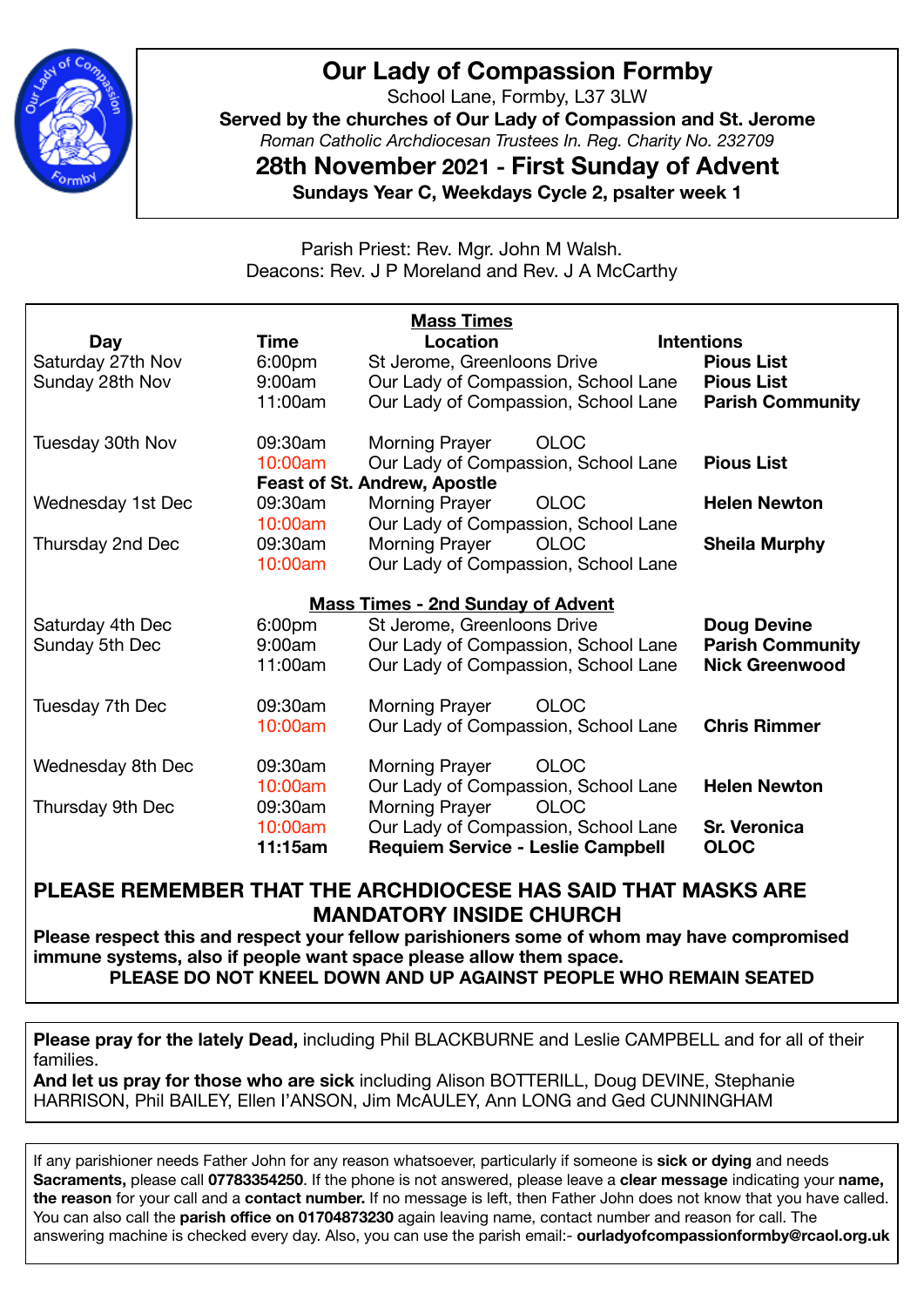# Our Lady of Compassion Formby

School Lane, Formby, L37 3LW

**Served by the churches of Our Lady of Compassion and St. Jerome**

*Roman Catholic Archdiocesan Trustees In. Reg. Charity No. 232709*

## 28th November 2021 - First Sunday of Advent

**Sundays Year C, Weekdays Cycle 2, psalter week 1**

Parish Priest: Rev. Mgr. John M Walsh.
Deacons: Rev. J P Moreland and Rev. J A McCarthy

**Mass Times**

| Day | Time | Location | Intentions |
|---|---|---|---|
| Saturday 27th Nov | 6:00pm | St Jerome, Greenloons Drive | **Pious List** |
| Sunday 28th Nov | 9:00am | Our Lady of Compassion, School Lane | **Pious List** |
| | 11:00am | Our Lady of Compassion, School Lane | **Parish Community** |
| Tuesday 30th Nov | 09:30am | Morning Prayer OLOC | |
| | 10:00am | Our Lady of Compassion, School Lane | **Pious List** |
| | **Feast of St. Andrew, Apostle** | | |
| Wednesday 1st Dec | 09:30am | Morning Prayer OLOC | **Helen Newton** |
| | 10:00am | Our Lady of Compassion, School Lane | |
| Thursday 2nd Dec | 09:30am | Morning Prayer OLOC | **Sheila Murphy** |
| | 10:00am | Our Lady of Compassion, School Lane | |

**Mass Times - 2nd Sunday of Advent**

| Day | Time | Location | Intentions |
|---|---|---|---|
| Saturday 4th Dec | 6:00pm | St Jerome, Greenloons Drive | **Doug Devine** |
| Sunday 5th Dec | 9:00am | Our Lady of Compassion, School Lane | **Parish Community** |
| | 11:00am | Our Lady of Compassion, School Lane | **Nick Greenwood** |
| Tuesday 7th Dec | 09:30am | Morning Prayer OLOC | |
| | 10:00am | Our Lady of Compassion, School Lane | **Chris Rimmer** |
| Wednesday 8th Dec | 09:30am | Morning Prayer OLOC | |
| | 10:00am | Our Lady of Compassion, School Lane | **Helen Newton** |
| Thursday 9th Dec | 09:30am | Morning Prayer OLOC | |
| | 10:00am | Our Lady of Compassion, School Lane | **Sr. Veronica** |
| | **11:15am** | **Requiem Service - Leslie Campbell** | **OLOC** |

**PLEASE REMEMBER THAT THE ARCHDIOCESE HAS SAID THAT MASKS ARE MANDATORY INSIDE CHURCH**

**Please respect this and respect your fellow parishioners some of whom may have compromised immune systems, also if people want space please allow them space.**

**PLEASE DO NOT KNEEL DOWN AND UP AGAINST PEOPLE WHO REMAIN SEATED**

**Please pray for the lately Dead,** including Phil BLACKBURNE and Leslie CAMPBELL and for all of their families.

**And let us pray for those who are sick** including Alison BOTTERILL, Doug DEVINE, Stephanie HARRISON, Phil BAILEY, Ellen I'ANSON, Jim McAULEY, Ann LONG and Ged CUNNINGHAM

If any parishioner needs Father John for any reason whatsoever, particularly if someone is **sick or dying** and needs **Sacraments,** please call **07783354250**. If the phone is not answered, please leave a **clear message** indicating your **name, the reason** for your call and a **contact number.** If no message is left, then Father John does not know that you have called. You can also call the **parish office on 01704873230** again leaving name, contact number and reason for call. The answering machine is checked every day. Also, you can use the parish email:- **ourladyofcompassionformby@rcaol.org.uk**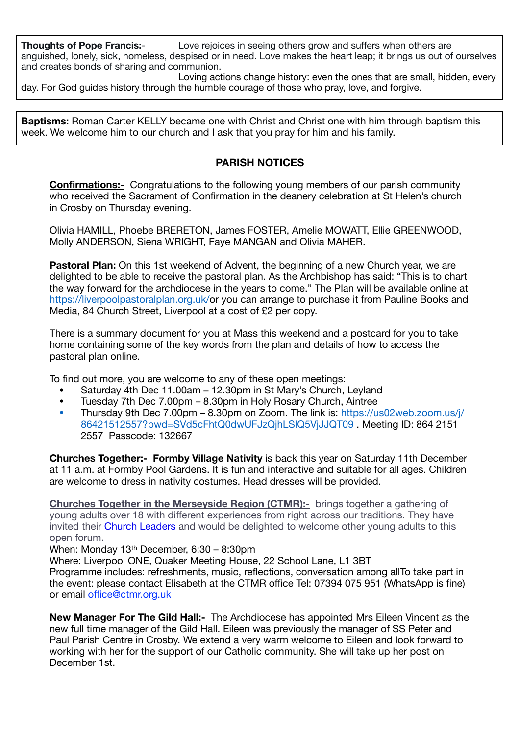**Thoughts of Pope Francis:-** Love rejoices in seeing others grow and suffers when others are anguished, lonely, sick, homeless, despised or in need. Love makes the heart leap; it brings us out of ourselves and creates bonds of sharing and communion.

Loving actions change history: even the ones that are small, hidden, every day. For God guides history through the humble courage of those who pray, love, and forgive.

**Baptisms:** Roman Carter KELLY became one with Christ and Christ one with him through baptism this week. We welcome him to our church and I ask that you pray for him and his family.

## PARISH NOTICES

**Confirmations:-** Congratulations to the following young members of our parish community who received the Sacrament of Confirmation in the deanery celebration at St Helen's church in Crosby on Thursday evening.

Olivia HAMILL, Phoebe BRERETON, James FOSTER, Amelie MOWATT, Ellie GREENWOOD, Molly ANDERSON, Siena WRIGHT, Faye MANGAN and Olivia MAHER.

**Pastoral Plan:** On this 1st weekend of Advent, the beginning of a new Church year, we are delighted to be able to receive the pastoral plan. As the Archbishop has said: "This is to chart the way forward for the archdiocese in the years to come." The Plan will be available online at https://liverpoolpastoralplan.org.uk/or you can arrange to purchase it from Pauline Books and Media, 84 Church Street, Liverpool at a cost of £2 per copy.

There is a summary document for you at Mass this weekend and a postcard for you to take home containing some of the key words from the plan and details of how to access the pastoral plan online.

To find out more, you are welcome to any of these open meetings:

- Saturday 4th Dec 11.00am – 12.30pm in St Mary's Church, Leyland
- Tuesday 7th Dec 7.00pm – 8.30pm in Holy Rosary Church, Aintree
- Thursday 9th Dec 7.00pm – 8.30pm on Zoom. The link is: https://us02web.zoom.us/j/86421512557?pwd=SVd5cFhtQ0dwUFJzQjhLSlQ5VjJJQT09 . Meeting ID: 864 2151 2557 Passcode: 132667

**Churches Together:-** **Formby Village Nativity** is back this year on Saturday 11th December at 11 a.m. at Formby Pool Gardens. It is fun and interactive and suitable for all ages. Children are welcome to dress in nativity costumes. Head dresses will be provided.

**Churches Together in the Merseyside Region (CTMR):-** brings together a gathering of young adults over 18 with different experiences from right across our traditions. They have invited their Church Leaders and would be delighted to welcome other young adults to this open forum.

When: Monday 13th December, 6:30 – 8:30pm

Where: Liverpool ONE, Quaker Meeting House, 22 School Lane, L1 3BT

Programme includes: refreshments, music, reflections, conversation among allTo take part in the event: please contact Elisabeth at the CTMR office Tel: 07394 075 951 (WhatsApp is fine) or email office@ctmr.org.uk

**New Manager For The Gild Hall:-** The Archdiocese has appointed Mrs Eileen Vincent as the new full time manager of the Gild Hall. Eileen was previously the manager of SS Peter and Paul Parish Centre in Crosby. We extend a very warm welcome to Eileen and look forward to working with her for the support of our Catholic community. She will take up her post on December 1st.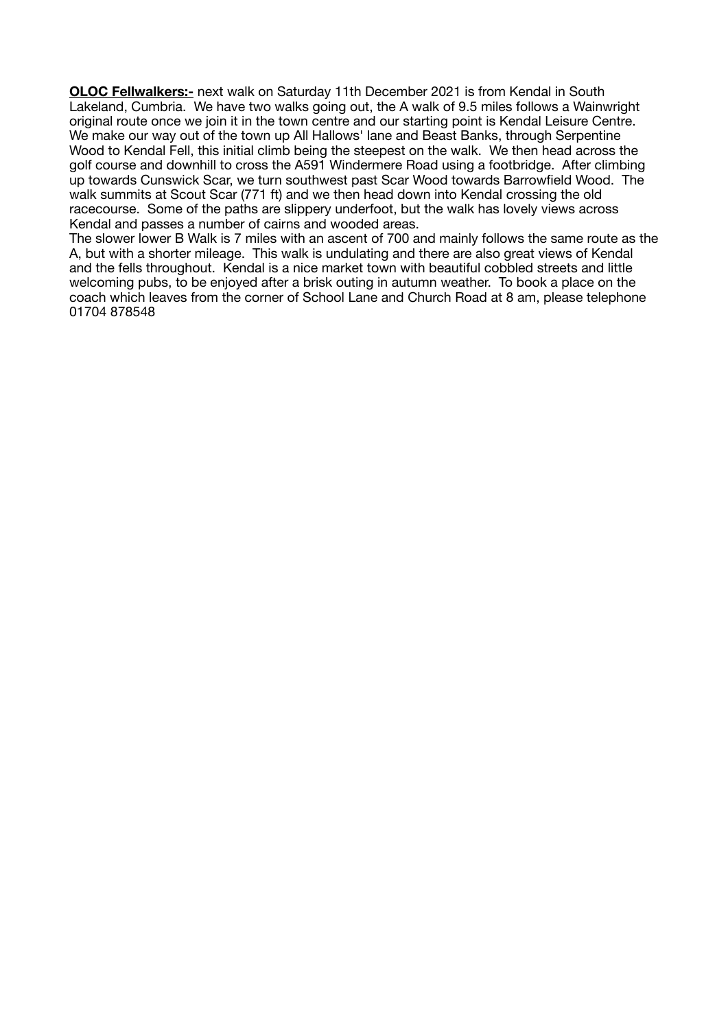**OLOC Fellwalkers:-** next walk on Saturday 11th December 2021 is from Kendal in South Lakeland, Cumbria. We have two walks going out, the A walk of 9.5 miles follows a Wainwright original route once we join it in the town centre and our starting point is Kendal Leisure Centre. We make our way out of the town up All Hallows' lane and Beast Banks, through Serpentine Wood to Kendal Fell, this initial climb being the steepest on the walk. We then head across the golf course and downhill to cross the A591 Windermere Road using a footbridge. After climbing up towards Cunswick Scar, we turn southwest past Scar Wood towards Barrowfield Wood. The walk summits at Scout Scar (771 ft) and we then head down into Kendal crossing the old racecourse. Some of the paths are slippery underfoot, but the walk has lovely views across Kendal and passes a number of cairns and wooded areas.
The slower lower B Walk is 7 miles with an ascent of 700 and mainly follows the same route as the A, but with a shorter mileage. This walk is undulating and there are also great views of Kendal and the fells throughout. Kendal is a nice market town with beautiful cobbled streets and little welcoming pubs, to be enjoyed after a brisk outing in autumn weather. To book a place on the coach which leaves from the corner of School Lane and Church Road at 8 am, please telephone 01704 878548